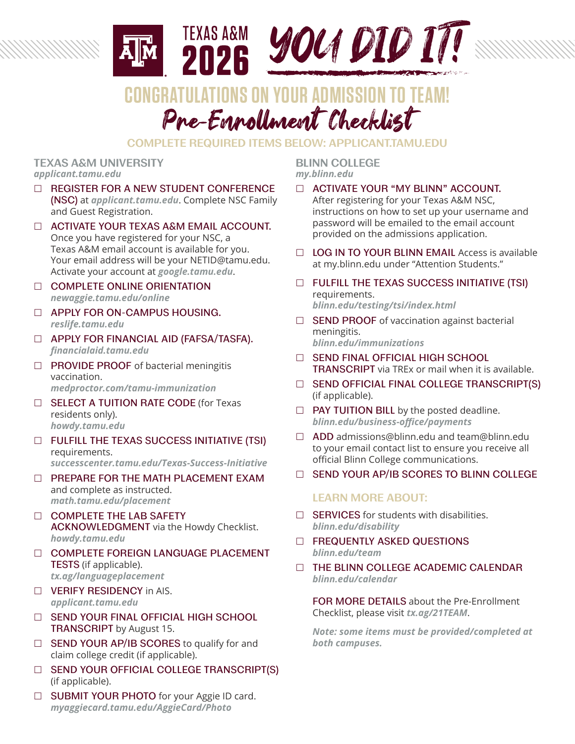# TEXAS A&M 2026 YOU DID IT!

## CONGRATULATIONS ON YOUR ADMISSION TO TEAM!

## Pre-Enrollment Checklist

**COMPLETE REQUIRED ITEMS BELOW: APPLICANT.TAMU.EDU**

### TEXAS A&M UNIVERSITY

***applicant.tamu.edu***

- ☐ REGISTER FOR A NEW STUDENT CONFERENCE (NSC) at ***applicant.tamu.edu***. Complete NSC Family and Guest Registration.
- ☐ ACTIVATE YOUR TEXAS A&M EMAIL ACCOUNT. Once you have registered for your NSC, a Texas A&M email account is available for you. Your email address will be your NETID@tamu.edu. Activate your account at ***google.tamu.edu***.
- ☐ COMPLETE ONLINE ORIENTATION
  ***newaggie.tamu.edu/online***
- ☐ APPLY FOR ON-CAMPUS HOUSING.
  ***reslife.tamu.edu***
- ☐ APPLY FOR FINANCIAL AID (FAFSA/TASFA).
  ***financialaid.tamu.edu***
- ☐ PROVIDE PROOF of bacterial meningitis vaccination.
  ***medproctor.com/tamu-immunization***
- ☐ SELECT A TUITION RATE CODE (for Texas residents only).
  ***howdy.tamu.edu***
- ☐ FULFILL THE TEXAS SUCCESS INITIATIVE (TSI) requirements.
  ***successcenter.tamu.edu/Texas-Success-Initiative***
- ☐ PREPARE FOR THE MATH PLACEMENT EXAM and complete as instructed.
  ***math.tamu.edu/placement***
- ☐ COMPLETE THE LAB SAFETY ACKNOWLEDGMENT via the Howdy Checklist.
  ***howdy.tamu.edu***
- ☐ COMPLETE FOREIGN LANGUAGE PLACEMENT TESTS (if applicable).
  ***tx.ag/languageplacement***
- ☐ VERIFY RESIDENCY in AIS.
  ***applicant.tamu.edu***
- ☐ SEND YOUR FINAL OFFICIAL HIGH SCHOOL TRANSCRIPT by August 15.
- ☐ SEND YOUR AP/IB SCORES to qualify for and claim college credit (if applicable).
- ☐ SEND YOUR OFFICIAL COLLEGE TRANSCRIPT(S) (if applicable).
- ☐ SUBMIT YOUR PHOTO for your Aggie ID card.
  ***myaggiecard.tamu.edu/AggieCard/Photo***

### BLINN COLLEGE

***my.blinn.edu***

- ☐ ACTIVATE YOUR "MY BLINN" ACCOUNT. After registering for your Texas A&M NSC, instructions on how to set up your username and password will be emailed to the email account provided on the admissions application.
- ☐ LOG IN TO YOUR BLINN EMAIL Access is available at my.blinn.edu under "Attention Students."
- ☐ FULFILL THE TEXAS SUCCESS INITIATIVE (TSI) requirements.
  ***blinn.edu/testing/tsi/index.html***
- ☐ SEND PROOF of vaccination against bacterial meningitis.
  ***blinn.edu/immunizations***
- ☐ SEND FINAL OFFICIAL HIGH SCHOOL TRANSCRIPT via TREx or mail when it is available.
- ☐ SEND OFFICIAL FINAL COLLEGE TRANSCRIPT(S) (if applicable).
- ☐ PAY TUITION BILL by the posted deadline.
  ***blinn.edu/business-office/payments***
- ☐ ADD admissions@blinn.edu and team@blinn.edu to your email contact list to ensure you receive all official Blinn College communications.
- ☐ SEND YOUR AP/IB SCORES TO BLINN COLLEGE

#### LEARN MORE ABOUT:

- ☐ SERVICES for students with disabilities.
  ***blinn.edu/disability***
- ☐ FREQUENTLY ASKED QUESTIONS
  ***blinn.edu/team***
- ☐ THE BLINN COLLEGE ACADEMIC CALENDAR
  ***blinn.edu/calendar***

FOR MORE DETAILS about the Pre-Enrollment Checklist, please visit ***tx.ag/21TEAM***.

***Note: some items must be provided/completed at both campuses.***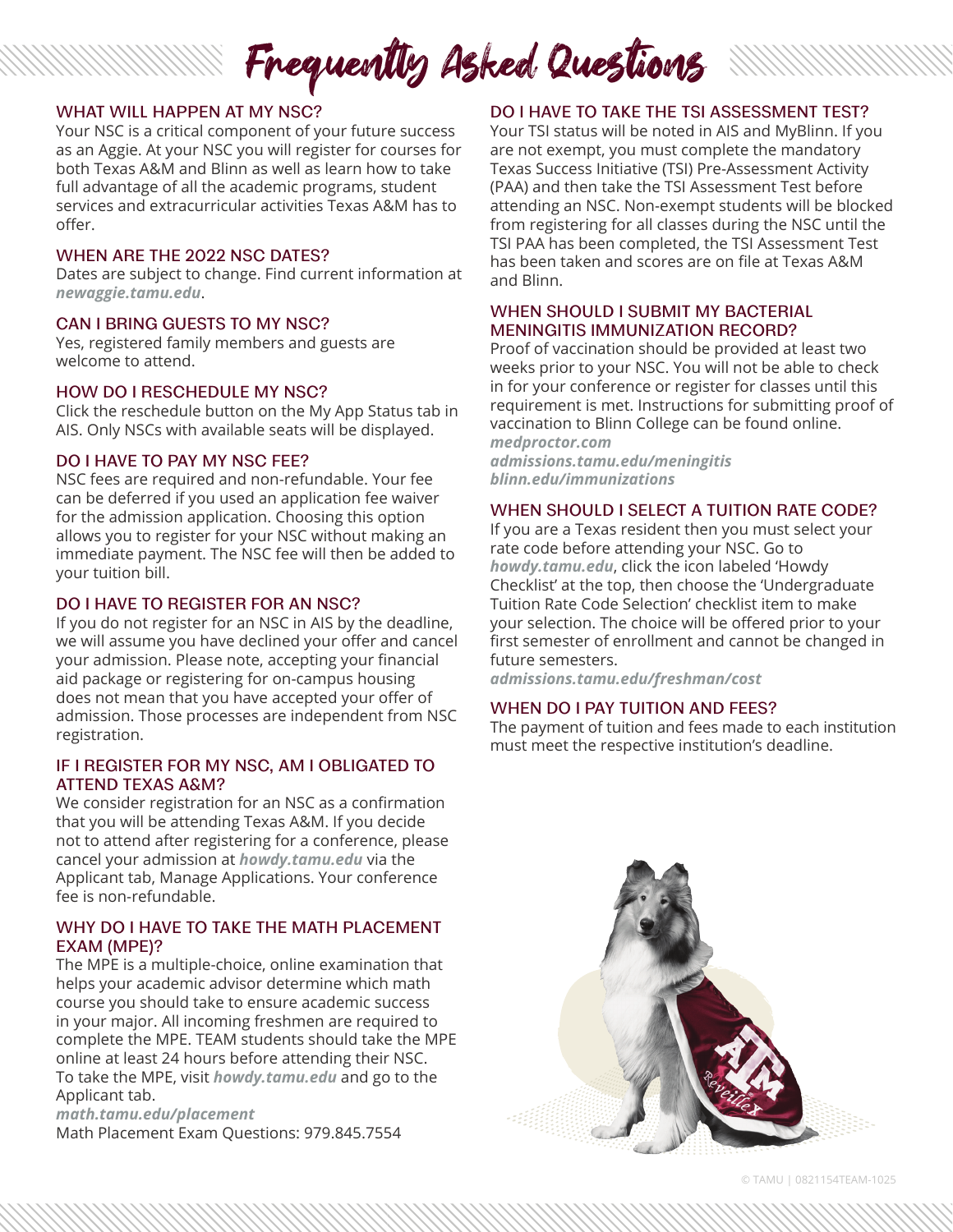# Frequently Asked Questions

## WHAT WILL HAPPEN AT MY NSC?

Your NSC is a critical component of your future success as an Aggie. At your NSC you will register for courses for both Texas A&M and Blinn as well as learn how to take full advantage of all the academic programs, student services and extracurricular activities Texas A&M has to offer.

## WHEN ARE THE 2022 NSC DATES?

Dates are subject to change. Find current information at ***newaggie.tamu.edu***.

## CAN I BRING GUESTS TO MY NSC?

Yes, registered family members and guests are welcome to attend.

## HOW DO I RESCHEDULE MY NSC?

Click the reschedule button on the My App Status tab in AIS. Only NSCs with available seats will be displayed.

## DO I HAVE TO PAY MY NSC FEE?

NSC fees are required and non-refundable. Your fee can be deferred if you used an application fee waiver for the admission application. Choosing this option allows you to register for your NSC without making an immediate payment. The NSC fee will then be added to your tuition bill.

## DO I HAVE TO REGISTER FOR AN NSC?

If you do not register for an NSC in AIS by the deadline, we will assume you have declined your offer and cancel your admission. Please note, accepting your financial aid package or registering for on-campus housing does not mean that you have accepted your offer of admission. Those processes are independent from NSC registration.

## IF I REGISTER FOR MY NSC, AM I OBLIGATED TO ATTEND TEXAS A&M?

We consider registration for an NSC as a confirmation that you will be attending Texas A&M. If you decide not to attend after registering for a conference, please cancel your admission at ***howdy.tamu.edu*** via the Applicant tab, Manage Applications. Your conference fee is non-refundable.

## WHY DO I HAVE TO TAKE THE MATH PLACEMENT EXAM (MPE)?

The MPE is a multiple-choice, online examination that helps your academic advisor determine which math course you should take to ensure academic success in your major. All incoming freshmen are required to complete the MPE. TEAM students should take the MPE online at least 24 hours before attending their NSC. To take the MPE, visit ***howdy.tamu.edu*** and go to the Applicant tab.

***math.tamu.edu/placement***

Math Placement Exam Questions: 979.845.7554

## DO I HAVE TO TAKE THE TSI ASSESSMENT TEST?

Your TSI status will be noted in AIS and MyBlinn. If you are not exempt, you must complete the mandatory Texas Success Initiative (TSI) Pre-Assessment Activity (PAA) and then take the TSI Assessment Test before attending an NSC. Non-exempt students will be blocked from registering for all classes during the NSC until the TSI PAA has been completed, the TSI Assessment Test has been taken and scores are on file at Texas A&M and Blinn.

## WHEN SHOULD I SUBMIT MY BACTERIAL MENINGITIS IMMUNIZATION RECORD?

Proof of vaccination should be provided at least two weeks prior to your NSC. You will not be able to check in for your conference or register for classes until this requirement is met. Instructions for submitting proof of vaccination to Blinn College can be found online.

***medproctor.com***
***admissions.tamu.edu/meningitis***
***blinn.edu/immunizations***

## WHEN SHOULD I SELECT A TUITION RATE CODE?

If you are a Texas resident then you must select your rate code before attending your NSC. Go to ***howdy.tamu.edu***, click the icon labeled 'Howdy Checklist' at the top, then choose the 'Undergraduate Tuition Rate Code Selection' checklist item to make your selection. The choice will be offered prior to your first semester of enrollment and cannot be changed in future semesters.

***admissions.tamu.edu/freshman/cost***

## WHEN DO I PAY TUITION AND FEES?

The payment of tuition and fees made to each institution must meet the respective institution's deadline.

© TAMU | 0821154TEAM-1025